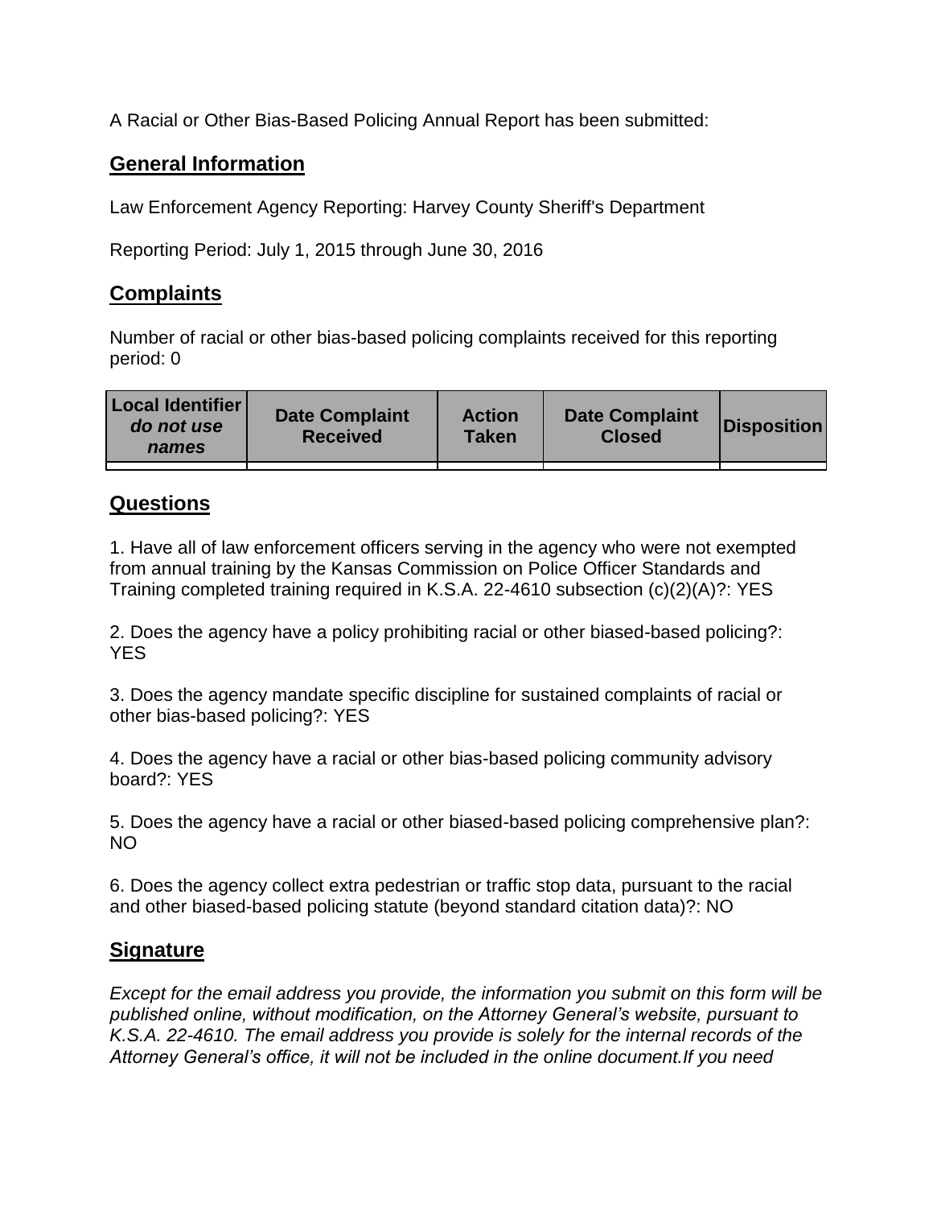A Racial or Other Bias-Based Policing Annual Report has been submitted:

## General Information

Law Enforcement Agency Reporting: Harvey County Sheriff's Department

Reporting Period: July 1, 2015 through June 30, 2016

## Complaints

Number of racial or other bias-based policing complaints received for this reporting period: 0

| Local Identifier *do not use names* | Date Complaint Received | Action Taken | Date Complaint Closed | Disposition |
|---|---|---|---|---|
| | | | | |

## Questions

1. Have all of law enforcement officers serving in the agency who were not exempted from annual training by the Kansas Commission on Police Officer Standards and Training completed training required in K.S.A. 22-4610 subsection (c)(2)(A)?: YES

2. Does the agency have a policy prohibiting racial or other biased-based policing?: YES

3. Does the agency mandate specific discipline for sustained complaints of racial or other bias-based policing?: YES

4. Does the agency have a racial or other bias-based policing community advisory board?: YES

5. Does the agency have a racial or other biased-based policing comprehensive plan?: NO

6. Does the agency collect extra pedestrian or traffic stop data, pursuant to the racial and other biased-based policing statute (beyond standard citation data)?: NO

## Signature

*Except for the email address you provide, the information you submit on this form will be published online, without modification, on the Attorney General's website, pursuant to K.S.A. 22-4610. The email address you provide is solely for the internal records of the Attorney General's office, it will not be included in the online document.If you need*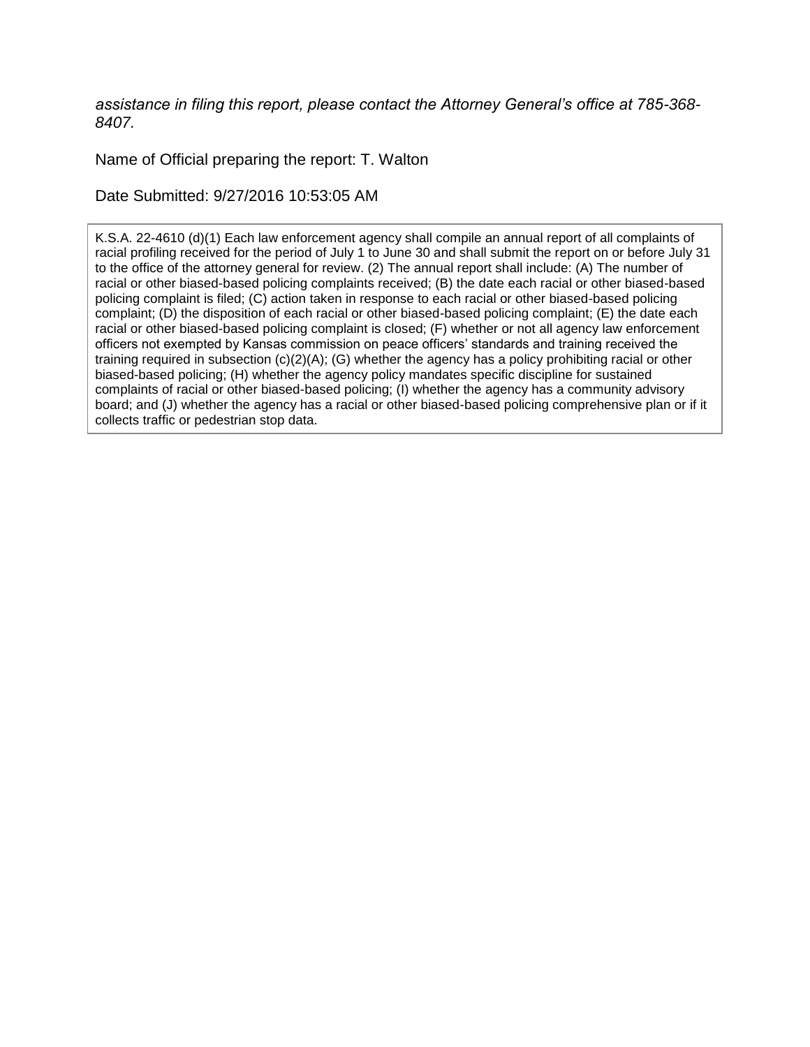*assistance in filing this report, please contact the Attorney General's office at 785-368-8407.*

Name of Official preparing the report: T. Walton

Date Submitted: 9/27/2016 10:53:05 AM

K.S.A. 22-4610 (d)(1) Each law enforcement agency shall compile an annual report of all complaints of racial profiling received for the period of July 1 to June 30 and shall submit the report on or before July 31 to the office of the attorney general for review. (2) The annual report shall include: (A) The number of racial or other biased-based policing complaints received; (B) the date each racial or other biased-based policing complaint is filed; (C) action taken in response to each racial or other biased-based policing complaint; (D) the disposition of each racial or other biased-based policing complaint; (E) the date each racial or other biased-based policing complaint is closed; (F) whether or not all agency law enforcement officers not exempted by Kansas commission on peace officers' standards and training received the training required in subsection (c)(2)(A); (G) whether the agency has a policy prohibiting racial or other biased-based policing; (H) whether the agency policy mandates specific discipline for sustained complaints of racial or other biased-based policing; (I) whether the agency has a community advisory board; and (J) whether the agency has a racial or other biased-based policing comprehensive plan or if it collects traffic or pedestrian stop data.